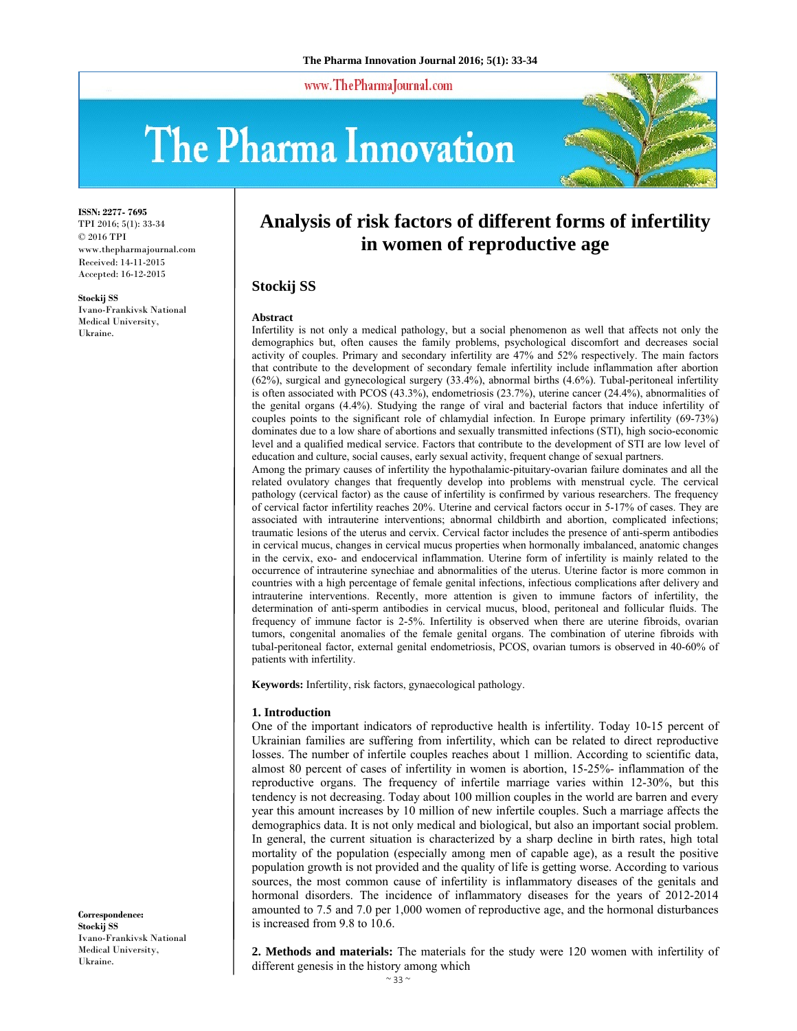ISSN: 2277- 7695
TPI 2016; 5(1): 33-34
© 2016 TPI
www.thepharmajournal.com
Received: 14-11-2015
Accepted: 16-12-2015

**Stockij SS**
Ivano-Frankivsk National Medical University, Ukraine.

**Correspondence:**
**Stockij SS**
Ivano-Frankivsk National Medical University, Ukraine.

# Analysis of risk factors of different forms of infertility in women of reproductive age

## Stockij SS

### Abstract

Infertility is not only a medical pathology, but a social phenomenon as well that affects not only the demographics but, often causes the family problems, psychological discomfort and decreases social activity of couples. Primary and secondary infertility are 47% and 52% respectively. The main factors that contribute to the development of secondary female infertility include inflammation after abortion (62%), surgical and gynecological surgery (33.4%), abnormal births (4.6%). Tubal-peritoneal infertility is often associated with PCOS (43.3%), endometriosis (23.7%), uterine cancer (24.4%), abnormalities of the genital organs (4.4%). Studying the range of viral and bacterial factors that induce infertility of couples points to the significant role of chlamydial infection. In Europe primary infertility (69-73%) dominates due to a low share of abortions and sexually transmitted infections (STI), high socio-economic level and a qualified medical service. Factors that contribute to the development of STI are low level of education and culture, social causes, early sexual activity, frequent change of sexual partners.

Among the primary causes of infertility the hypothalamic-pituitary-ovarian failure dominates and all the related ovulatory changes that frequently develop into problems with menstrual cycle. The cervical pathology (cervical factor) as the cause of infertility is confirmed by various researchers. The frequency of cervical factor infertility reaches 20%. Uterine and cervical factors occur in 5-17% of cases. They are associated with intrauterine interventions; abnormal childbirth and abortion, complicated infections; traumatic lesions of the uterus and cervix. Cervical factor includes the presence of anti-sperm antibodies in cervical mucus, changes in cervical mucus properties when hormonally imbalanced, anatomic changes in the cervix, exo- and endocervical inflammation. Uterine form of infertility is mainly related to the occurrence of intrauterine synechiae and abnormalities of the uterus. Uterine factor is more common in countries with a high percentage of female genital infections, infectious complications after delivery and intrauterine interventions. Recently, more attention is given to immune factors of infertility, the determination of anti-sperm antibodies in cervical mucus, blood, peritoneal and follicular fluids. The frequency of immune factor is 2-5%. Infertility is observed when there are uterine fibroids, ovarian tumors, congenital anomalies of the female genital organs. The combination of uterine fibroids with tubal-peritoneal factor, external genital endometriosis, PCOS, ovarian tumors is observed in 40-60% of patients with infertility.

**Keywords:** Infertility, risk factors, gynaecological pathology.

### 1. Introduction

One of the important indicators of reproductive health is infertility. Today 10-15 percent of Ukrainian families are suffering from infertility, which can be related to direct reproductive losses. The number of infertile couples reaches about 1 million. According to scientific data, almost 80 percent of cases of infertility in women is abortion, 15-25%- inflammation of the reproductive organs. The frequency of infertile marriage varies within 12-30%, but this tendency is not decreasing. Today about 100 million couples in the world are barren and every year this amount increases by 10 million of new infertile couples. Such a marriage affects the demographics data. It is not only medical and biological, but also an important social problem. In general, the current situation is characterized by a sharp decline in birth rates, high total mortality of the population (especially among men of capable age), as a result the positive population growth is not provided and the quality of life is getting worse. According to various sources, the most common cause of infertility is inflammatory diseases of the genitals and hormonal disorders. The incidence of inflammatory diseases for the years of 2012-2014 amounted to 7.5 and 7.0 per 1,000 women of reproductive age, and the hormonal disturbances is increased from 9.8 to 10.6.

**2. Methods and materials:** The materials for the study were 120 women with infertility of different genesis in the history among which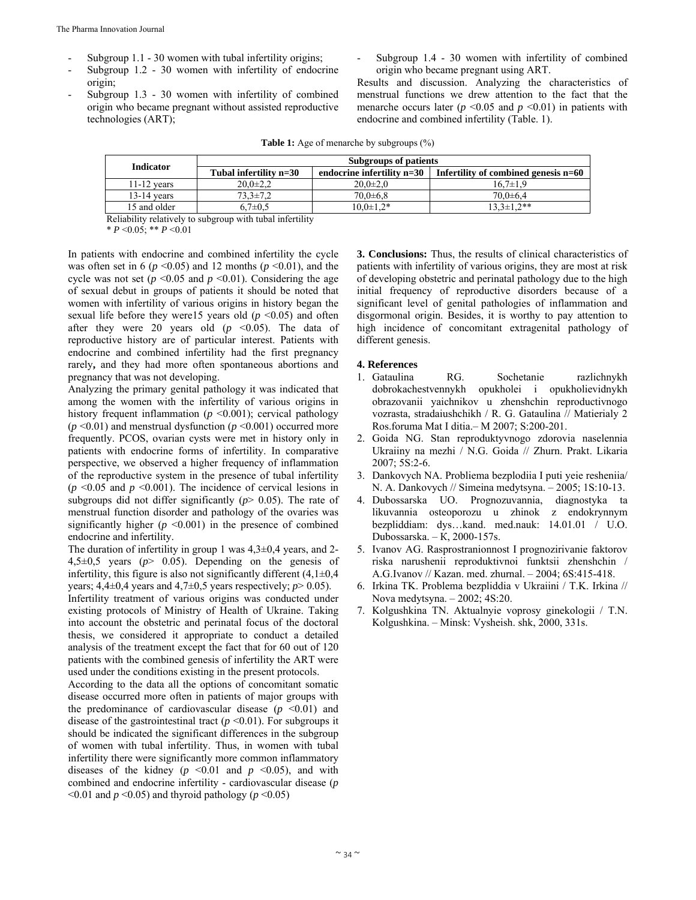- Subgroup 1.1 - 30 women with tubal infertility origins;
- Subgroup 1.2 - 30 women with infertility of endocrine origin;
- Subgroup 1.3 - 30 women with infertility of combined origin who became pregnant without assisted reproductive technologies (ART);
- Subgroup 1.4 - 30 women with infertility of combined origin who became pregnant using ART.

Results and discussion. Analyzing the characteristics of menstrual functions we drew attention to the fact that the menarche occurs later ($p$ <0.05 and $p$ <0.01) in patients with endocrine and combined infertility (Table. 1).

**Table 1:** Age of menarche by subgroups (%)

| Indicator | Subgroups of patients | | |
|---|---|---|---|
| | Tubal infertility n=30 | endocrine infertility n=30 | Infertility of combined genesis n=60 |
| 11-12 years | 20,0±2,2 | 20,0±2,0 | 16,7±1,9 |
| 13-14 years | 73,3±7,2 | 70,0±6,8 | 70,0±6,4 |
| 15 and older | 6,7±0,5 | 10,0±1,2* | 13,3±1,2** |

Reliability relatively to subgroup with tubal infertility
\* $P$ <0.05; \*\* $P$ <0.01

In patients with endocrine and combined infertility the cycle was often set in 6 ($p$ <0.05) and 12 months ($p$ <0.01), and the cycle was not set ($p$ <0.05 and $p$ <0.01). Considering the age of sexual debut in groups of patients it should be noted that women with infertility of various origins in history began the sexual life before they were15 years old ($p$ <0.05) and often after they were 20 years old ($p$ <0.05). The data of reproductive history are of particular interest. Patients with endocrine and combined infertility had the first pregnancy rarely**,** and they had more often spontaneous abortions and pregnancy that was not developing.

Analyzing the primary genital pathology it was indicated that among the women with the infertility of various origins in history frequent inflammation ($p$ <0.001); cervical pathology ($p$ <0.01) and menstrual dysfunction ($p$ <0.001) occurred more frequently. PCOS, ovarian cysts were met in history only in patients with endocrine forms of infertility. In comparative perspective, we observed a higher frequency of inflammation of the reproductive system in the presence of tubal infertility ($p$ <0.05 and $p$ <0.001). The incidence of cervical lesions in subgroups did not differ significantly ($p$> 0.05). The rate of menstrual function disorder and pathology of the ovaries was significantly higher ($p$ <0.001) in the presence of combined endocrine and infertility.

The duration of infertility in group 1 was 4,3±0,4 years, and 2-4,5±0,5 years ($p$> 0.05). Depending on the genesis of infertility, this figure is also not significantly different (4,1±0,4 years; 4,4±0,4 years and 4,7±0,5 years respectively; $p$> 0.05).

Infertility treatment of various origins was conducted under existing protocols of Ministry of Health of Ukraine. Taking into account the obstetric and perinatal focus of the doctoral thesis, we considered it appropriate to conduct a detailed analysis of the treatment except the fact that for 60 out of 120 patients with the combined genesis of infertility the ART were used under the conditions existing in the present protocols.

According to the data all the options of concomitant somatic disease occurred more often in patients of major groups with the predominance of cardiovascular disease ($p$ <0.01) and disease of the gastrointestinal tract ($p$ <0.01). For subgroups it should be indicated the significant differences in the subgroup of women with tubal infertility. Thus, in women with tubal infertility there were significantly more common inflammatory diseases of the kidney ($p$ <0.01 and $p$ <0.05), and with combined and endocrine infertility - cardiovascular disease ($p$ <0.01 and $p$ <0.05) and thyroid pathology ($p$ <0.05)

**3. Conclusions:** Thus, the results of clinical characteristics of patients with infertility of various origins, they are most at risk of developing obstetric and perinatal pathology due to the high initial frequency of reproductive disorders because of a significant level of genital pathologies of inflammation and disgormonal origin. Besides, it is worthy to pay attention to high incidence of concomitant extragenital pathology of different genesis.

## 4. References

1. Gataulina RG. Sochetanie razlichnykh dobrokachestvennykh opukholei i opukholievidnykh obrazovanii yaichnikov u zhenshchin reproductivnogo vozrasta, stradaiushchikh / R. G. Gataulina // Matierialy 2 Ros.foruma Mat I ditia.– M 2007; S:200-201.
2. Goida NG. Stan reproduktyvnogo zdorovia naselennia Ukraiiny na mezhi / N.G. Goida // Zhurn. Prakt. Likaria 2007; 5S:2-6.
3. Dankovych NA. Probliema bezplodiia I puti yeie resheniia/ N. A. Dankovych // Simeina medytsyna. – 2005; 1S:10-13.
4. Dubossarska UO. Prognozuvannia, diagnostyka ta likuvannia osteoporozu u zhinok z endokrynnym bezpliddiam: dys…kand. med.nauk: 14.01.01 / U.O. Dubossarska. – K, 2000-157s.
5. Ivanov AG. Rasprostranionnost I prognozirivanie faktorov riska narushenii reproduktivnoi funktsii zhenshchin / A.G.Ivanov // Kazan. med. zhurnal. – 2004; 6S:415-418.
6. Irkina TK. Problema bezpliddia v Ukraiini / T.K. Irkina // Nova medytsyna. – 2002; 4S:20.
7. Kolgushkina TN. Aktualnyie voprosy ginekologii / T.N. Kolgushkina. – Minsk: Vysheish. shk, 2000, 331s.